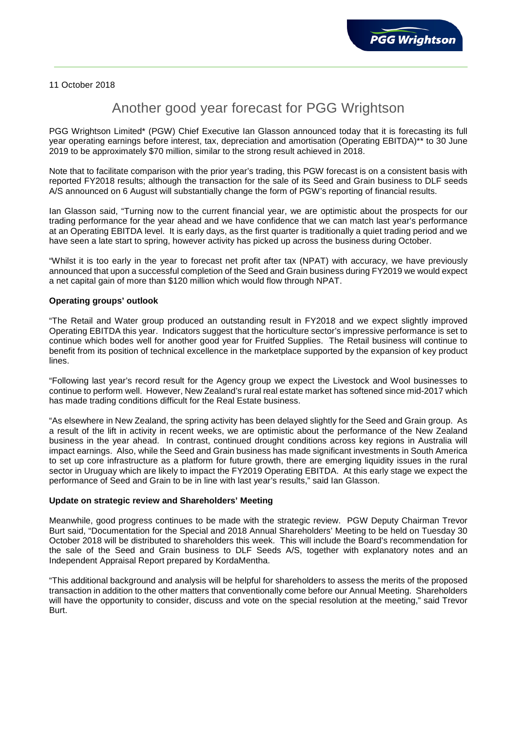11 October 2018

# Another good year forecast for PGG Wrightson

PGG Wrightson Limited* (PGW) Chief Executive Ian Glasson announced today that it is forecasting its full year operating earnings before interest, tax, depreciation and amortisation (Operating EBITDA)** to 30 June 2019 to be approximately $70 million, similar to the strong result achieved in 2018.

Note that to facilitate comparison with the prior year's trading, this PGW forecast is on a consistent basis with reported FY2018 results; although the transaction for the sale of its Seed and Grain business to DLF seeds A/S announced on 6 August will substantially change the form of PGW's reporting of financial results.

Ian Glasson said, "Turning now to the current financial year, we are optimistic about the prospects for our trading performance for the year ahead and we have confidence that we can match last year's performance at an Operating EBITDA level. It is early days, as the first quarter is traditionally a quiet trading period and we have seen a late start to spring, however activity has picked up across the business during October.

"Whilst it is too early in the year to forecast net profit after tax (NPAT) with accuracy, we have previously announced that upon a successful completion of the Seed and Grain business during FY2019 we would expect a net capital gain of more than $120 million which would flow through NPAT.

**Operating groups' outlook**

"The Retail and Water group produced an outstanding result in FY2018 and we expect slightly improved Operating EBITDA this year. Indicators suggest that the horticulture sector's impressive performance is set to continue which bodes well for another good year for Fruitfed Supplies. The Retail business will continue to benefit from its position of technical excellence in the marketplace supported by the expansion of key product lines.

"Following last year's record result for the Agency group we expect the Livestock and Wool businesses to continue to perform well. However, New Zealand's rural real estate market has softened since mid-2017 which has made trading conditions difficult for the Real Estate business.

"As elsewhere in New Zealand, the spring activity has been delayed slightly for the Seed and Grain group. As a result of the lift in activity in recent weeks, we are optimistic about the performance of the New Zealand business in the year ahead. In contrast, continued drought conditions across key regions in Australia will impact earnings. Also, while the Seed and Grain business has made significant investments in South America to set up core infrastructure as a platform for future growth, there are emerging liquidity issues in the rural sector in Uruguay which are likely to impact the FY2019 Operating EBITDA. At this early stage we expect the performance of Seed and Grain to be in line with last year's results," said Ian Glasson.

**Update on strategic review and Shareholders' Meeting**

Meanwhile, good progress continues to be made with the strategic review. PGW Deputy Chairman Trevor Burt said, "Documentation for the Special and 2018 Annual Shareholders' Meeting to be held on Tuesday 30 October 2018 will be distributed to shareholders this week. This will include the Board's recommendation for the sale of the Seed and Grain business to DLF Seeds A/S, together with explanatory notes and an Independent Appraisal Report prepared by KordaMentha.

"This additional background and analysis will be helpful for shareholders to assess the merits of the proposed transaction in addition to the other matters that conventionally come before our Annual Meeting. Shareholders will have the opportunity to consider, discuss and vote on the special resolution at the meeting," said Trevor Burt.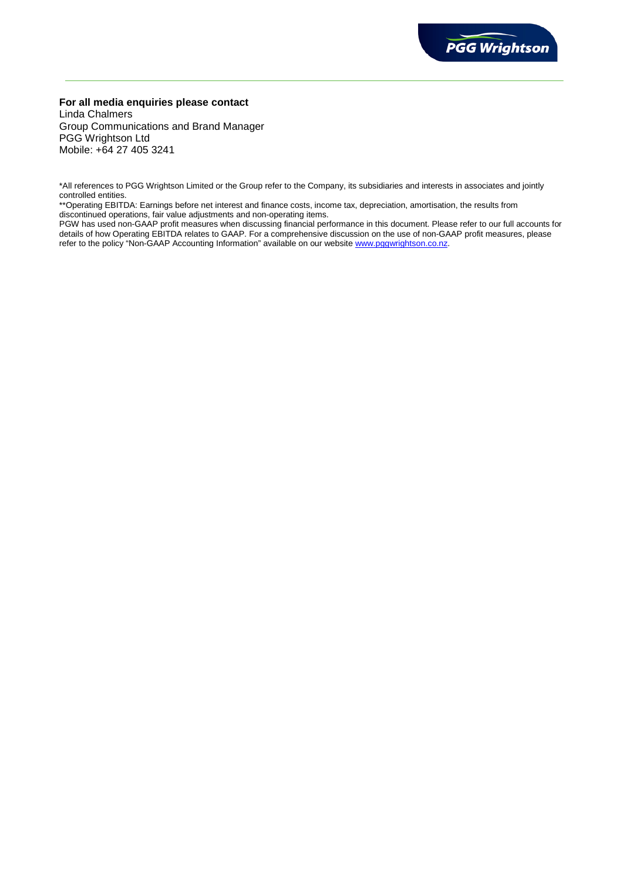**For all media enquiries please contact**
Linda Chalmers
Group Communications and Brand Manager
PGG Wrightson Ltd
Mobile: +64 27 405 3241

*All references to PGG Wrightson Limited or the Group refer to the Company, its subsidiaries and interests in associates and jointly controlled entities.
**Operating EBITDA: Earnings before net interest and finance costs, income tax, depreciation, amortisation, the results from discontinued operations, fair value adjustments and non-operating items.
PGW has used non-GAAP profit measures when discussing financial performance in this document. Please refer to our full accounts for details of how Operating EBITDA relates to GAAP. For a comprehensive discussion on the use of non-GAAP profit measures, please refer to the policy "Non-GAAP Accounting Information" available on our website www.pggwrightson.co.nz.